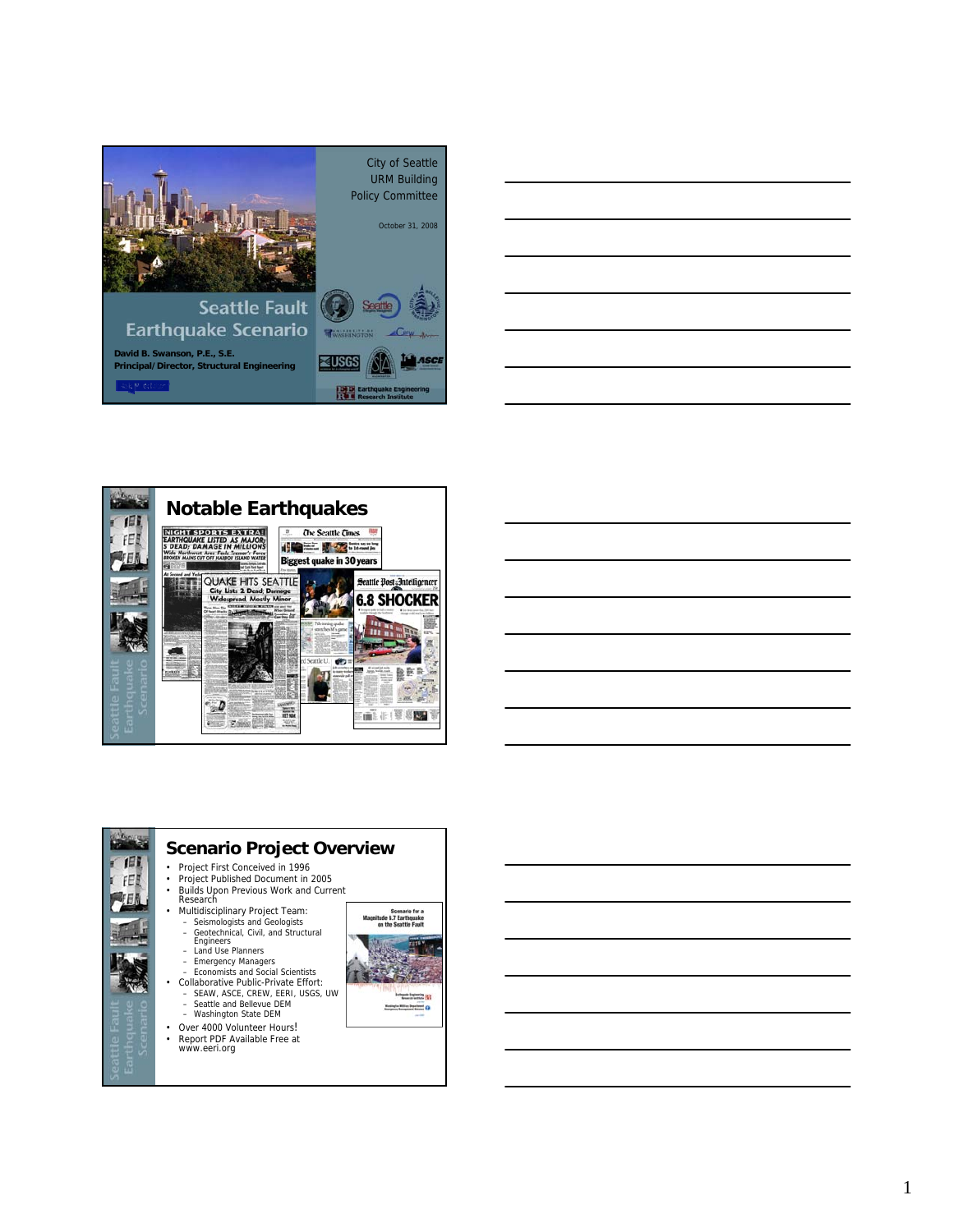City of Seattle
URM Building
Policy Committee

October 31, 2008

# Seattle Fault Earthquake Scenario

**David B. Swanson, P.E., S.E.**
**Principal/ Director, Structural Engineering**

## Notable Earthquakes

## Scenario Project Overview

- Project First Conceived in 1996
- Project Published Document in 2005
- Builds Upon Previous Work and Current Research
- Multidisciplinary Project Team:
  - Seismologists and Geologists
  - Geotechnical, Civil, and Structural Engineers
  - Land Use Planners
  - Emergency Managers
  - Economists and Social Scientists
- Collaborative Public-Private Effort:
  - SEAW, ASCE, CREW, EERI, USGS, UW
  - Seattle and Bellevue DEM
  - Washington State DEM
- Over 4000 Volunteer Hours!
- Report PDF Available Free at www.eeri.org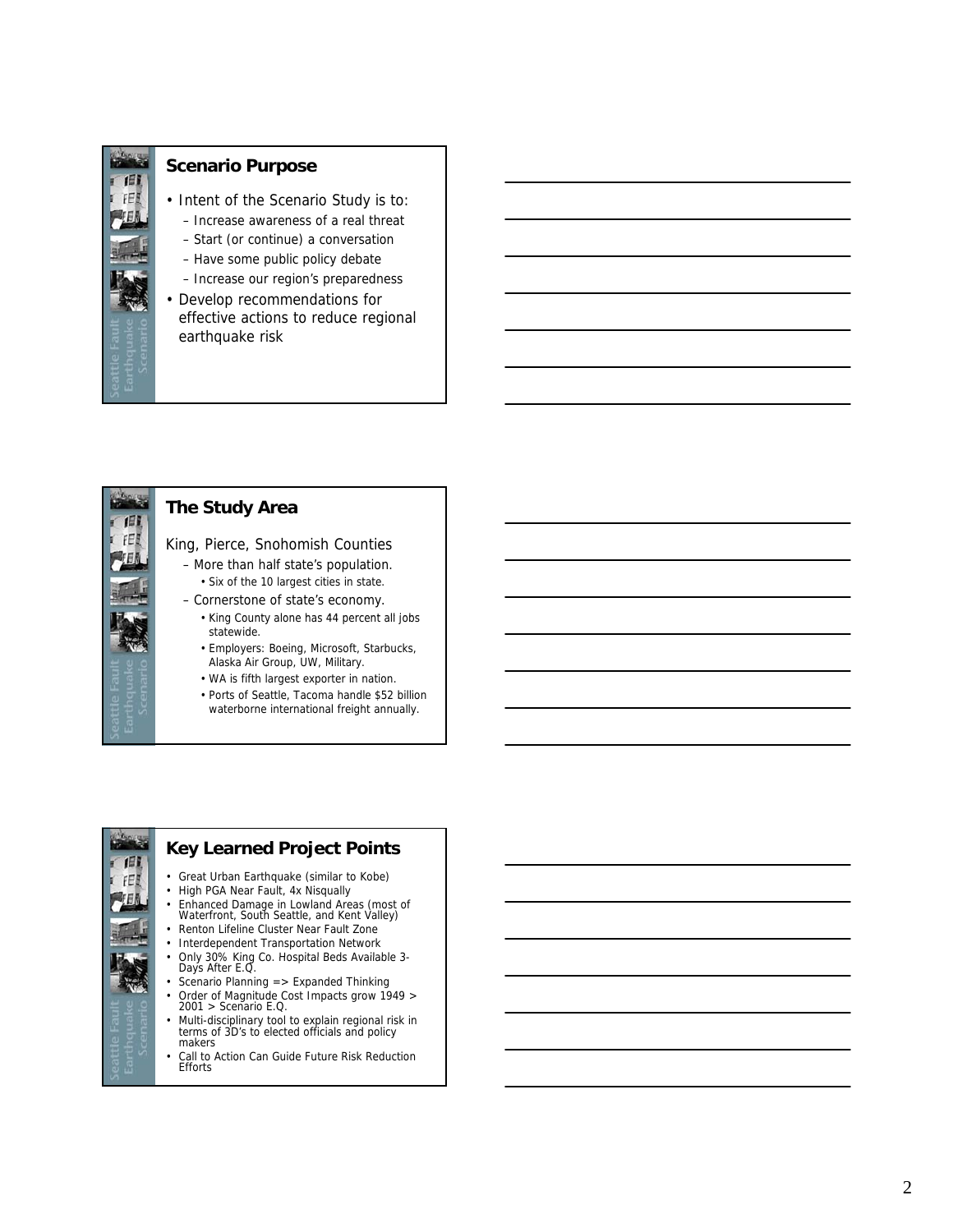## Scenario Purpose

- Intent of the Scenario Study is to:
  - Increase awareness of a real threat
  - Start (or continue) a conversation
  - Have some public policy debate
  - Increase our region's preparedness
- Develop recommendations for effective actions to reduce regional earthquake risk

## The Study Area

King, Pierce, Snohomish Counties

- More than half state's population.
  - Six of the 10 largest cities in state.
- Cornerstone of state's economy.
  - King County alone has 44 percent all jobs statewide.
  - Employers: Boeing, Microsoft, Starbucks, Alaska Air Group, UW, Military.
  - WA is fifth largest exporter in nation.
  - Ports of Seattle, Tacoma handle $52 billion waterborne international freight annually.

## Key Learned Project Points

- Great Urban Earthquake (similar to Kobe)
- High PGA Near Fault, 4x Nisqually
- Enhanced Damage in Lowland Areas (most of Waterfront, South Seattle, and Kent Valley)
- Renton Lifeline Cluster Near Fault Zone
- Interdependent Transportation Network
- Only 30% King Co. Hospital Beds Available 3-Days After E.Q.
- Scenario Planning => Expanded Thinking
- Order of Magnitude Cost Impacts grow 1949 > 2001 > Scenario E.Q.
- Multi-disciplinary tool to explain regional risk in terms of 3D's to elected officials and policy makers
- Call to Action Can Guide Future Risk Reduction Efforts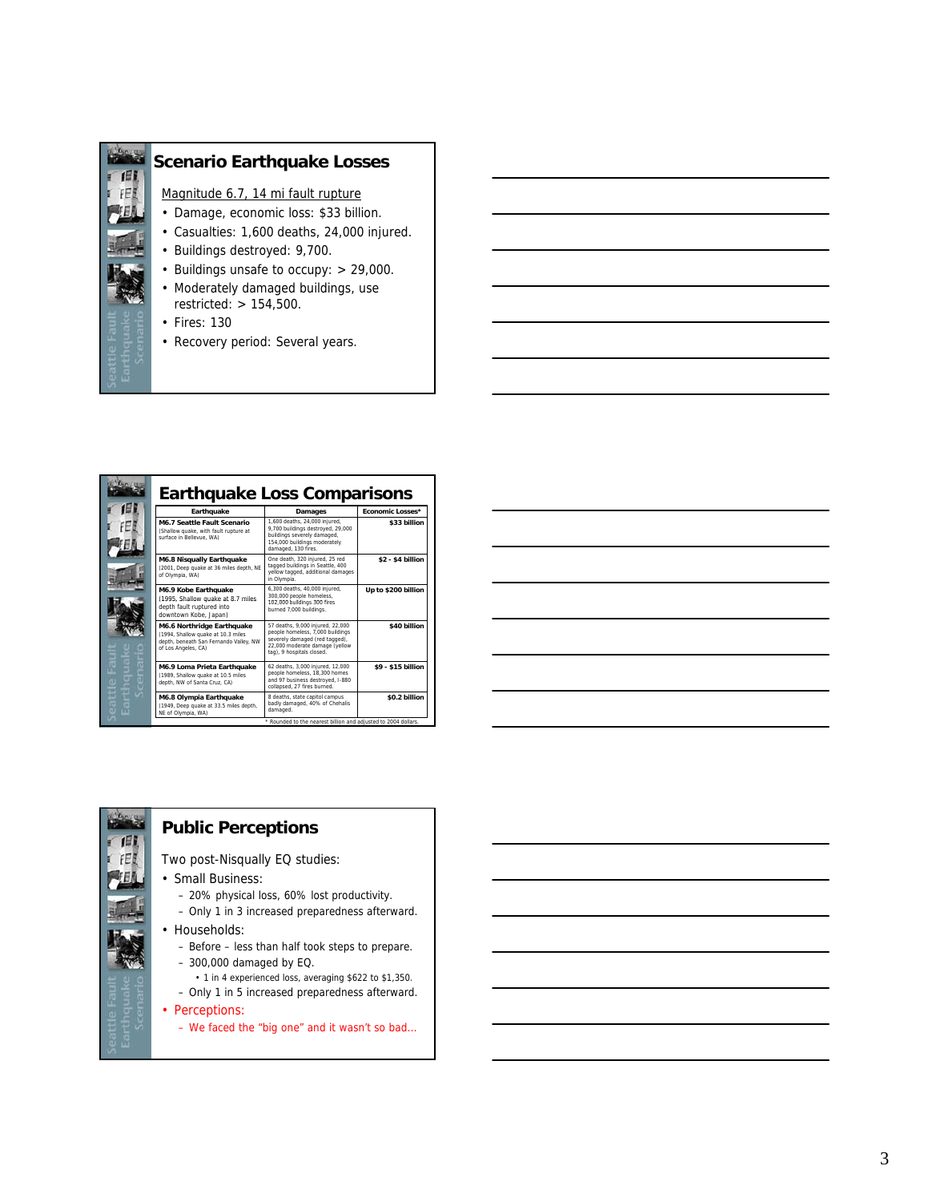## Scenario Earthquake Losses

Magnitude 6.7, 14 mi fault rupture

- Damage, economic loss: $33 billion.
- Casualties: 1,600 deaths, 24,000 injured.
- Buildings destroyed: 9,700.
- Buildings unsafe to occupy: > 29,000.
- Moderately damaged buildings, use restricted: > 154,500.
- Fires: 130
- Recovery period: Several years.

## Earthquake Loss Comparisons

| Earthquake | Damages | Economic Losses* |
|---|---|---|
| **M6.7 Seattle Fault Scenario** (Shallow quake, with fault rupture at surface in Bellevue, WA) | 1,600 deaths, 24,000 injured, 9,700 buildings destroyed, 29,000 buildings severely damaged, 154,000 buildings moderately damaged, 130 fires. | **$33 billion** |
| **M6.8 Nisqually Earthquake** (2001, Deep quake at 36 miles depth, NE of Olympia, WA) | One death, 320 injured, 25 red tagged buildings in Seattle, 400 yellow tagged, additional damages in Olympia. | **$2 - $4 billion** |
| **M6.9 Kobe Earthquake** (1995, Shallow quake at 8.7 miles depth fault ruptured into downtown Kobe, Japan) | 6,300 deaths, 40,000 injured, 300,000 people homeless, 102,000 buildings 300 fires burned 7,000 buildings. | **Up to $200 billion** |
| **M6.6 Northridge Earthquake** (1994, Shallow quake at 10.3 miles depth, beneath San Fernando Valley, NW of Los Angeles, CA) | 57 deaths, 9,000 injured, 22,000 people homeless, 7,000 buildings severely damaged (red tagged), 22,000 moderate damage (yellow tag), 9 hospitals closed. | **$40 billion** |
| **M6.9 Loma Prieta Earthquake** (1989, Shallow quake at 10.5 miles depth, NW of Santa Cruz, CA) | 62 deaths, 3,000 injured, 12,000 people homeless, 18,300 homes and 97 business destroyed, I-880 collapsed, 27 fires burned. | **$9 - $15 billion** |
| **M6.8 Olympia Earthquake** (1949, Deep quake at 33.5 miles depth, NE of Olympia, WA) | 8 deaths, state capitol campus badly damaged, 40% of Chehalis damaged. | **$0.2 billion** |

\* Rounded to the nearest billion and adjusted to 2004 dollars.

## Public Perceptions

Two post-Nisqually EQ studies:

- Small Business:
  - 20% physical loss, 60% lost productivity.
  - Only 1 in 3 increased preparedness afterward.
- Households:
  - Before – less than half took steps to prepare.
  - 300,000 damaged by EQ.
    - 1 in 4 experienced loss, averaging $622 to $1,350.
  - Only 1 in 5 increased preparedness afterward.
- Perceptions:
  - We faced the "big one" and it wasn't so bad…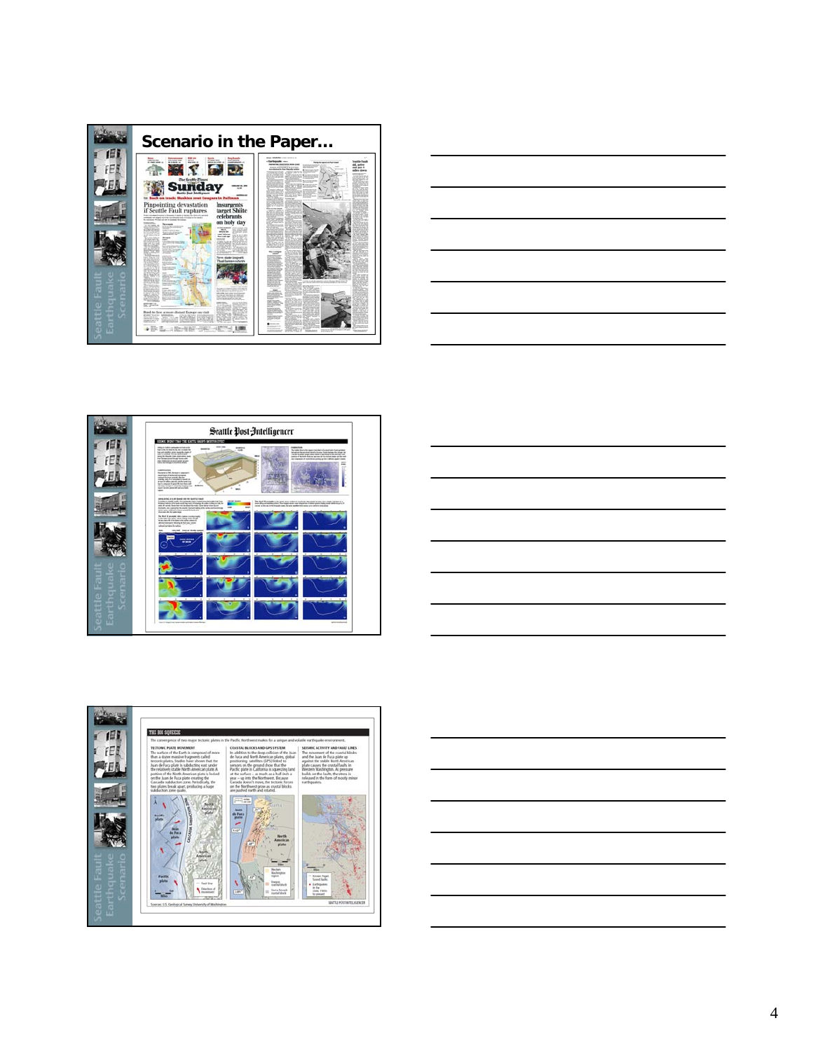## Scenario in the Paper…

Seattle Fault Earthquake Scenario

Seattle Fault Earthquake Scenario

### THE BIG SQUEEZE

The convergence of two major tectonic plates in the Pacific Northwest makes for a unique and volatile earthquake environment.

**TECTONIC PLATE MOVEMENT**

The surface of the Earth is composed of more than a dozen massive fragments called tectonic plates. Studies have shown that the Juan de Fuca plate is subducting east under the relatively stable North American plate. A portion of the North American plate is locked on the Juan de Fuca plate creating the Cascadia subduction zone. Periodically, the two plates break apart, producing a huge subduction zone quake.

**COASTAL BLOCKS AND GPS SYSTEM**

In addition to the deep collision of the Juan de Fuca and North American plates, global positioning satellites (GPS) linked to sensors on the ground show that the Pacific plate in California is squeezing land at the surface... as much as a half inch a year – up into the Northwest. Because Canada doesn't move, the tectonic forces on the Northwest grow as crustal blocks are pushed north and rotated.

**SEISMIC ACTIVITY AND FAULT LINES**

The movement of the coastal blocks and the Juan de Fuca plate up against the stable North American plate causes the crustal faults in Western Washington. As pressure builds on the faults, the stress is released in the form of mostly minor earthquakes.

Sources: U.S. Geological Survey, University of Washington

SEATTLE POST-INTELLIGENCER

Seattle Fault Earthquake Scenario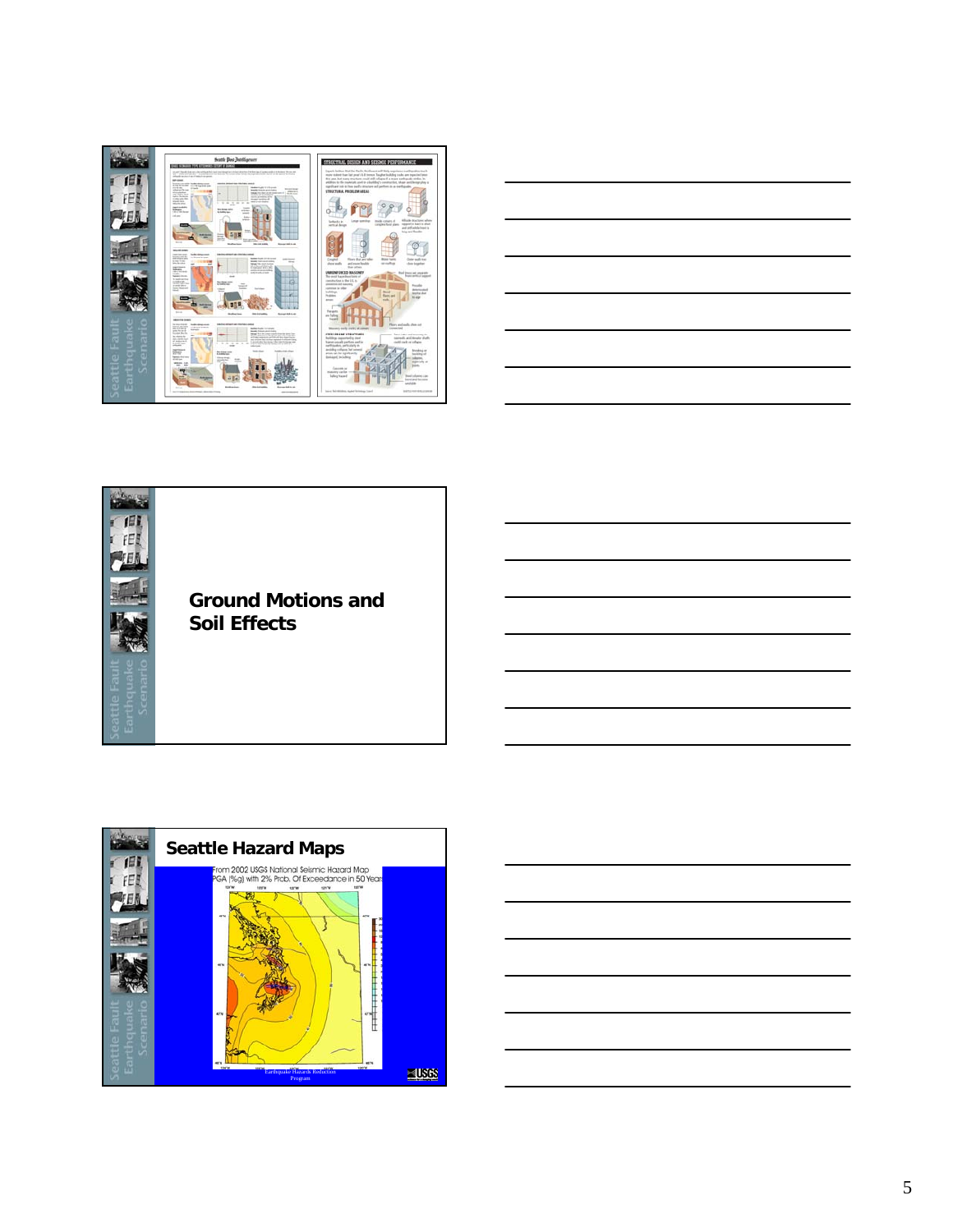## Ground Motions and Soil Effects

## Seattle Hazard Maps

From 2002 USGS National Seismic Hazard Map
PGA (%g) with 2% Prob. Of Exceedance in 50 Years

Earthquake Hazards Reduction Program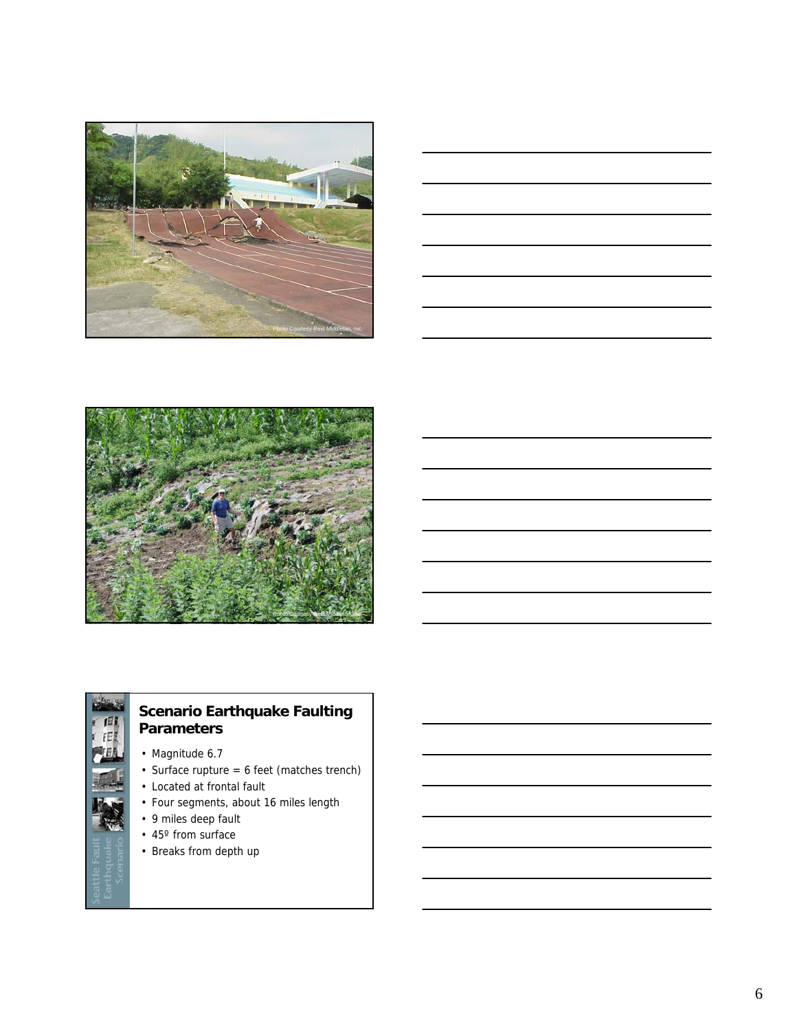Photo Courtesy Reid Middleton, Inc.

Photo Courtesy Reid Middleton, Inc.

## Scenario Earthquake Faulting Parameters

- Magnitude 6.7
- Surface rupture = 6 feet (matches trench)
- Located at frontal fault
- Four segments, about 16 miles length
- 9 miles deep fault
- 45º from surface
- Breaks from depth up

Seattle Fault Earthquake Scenario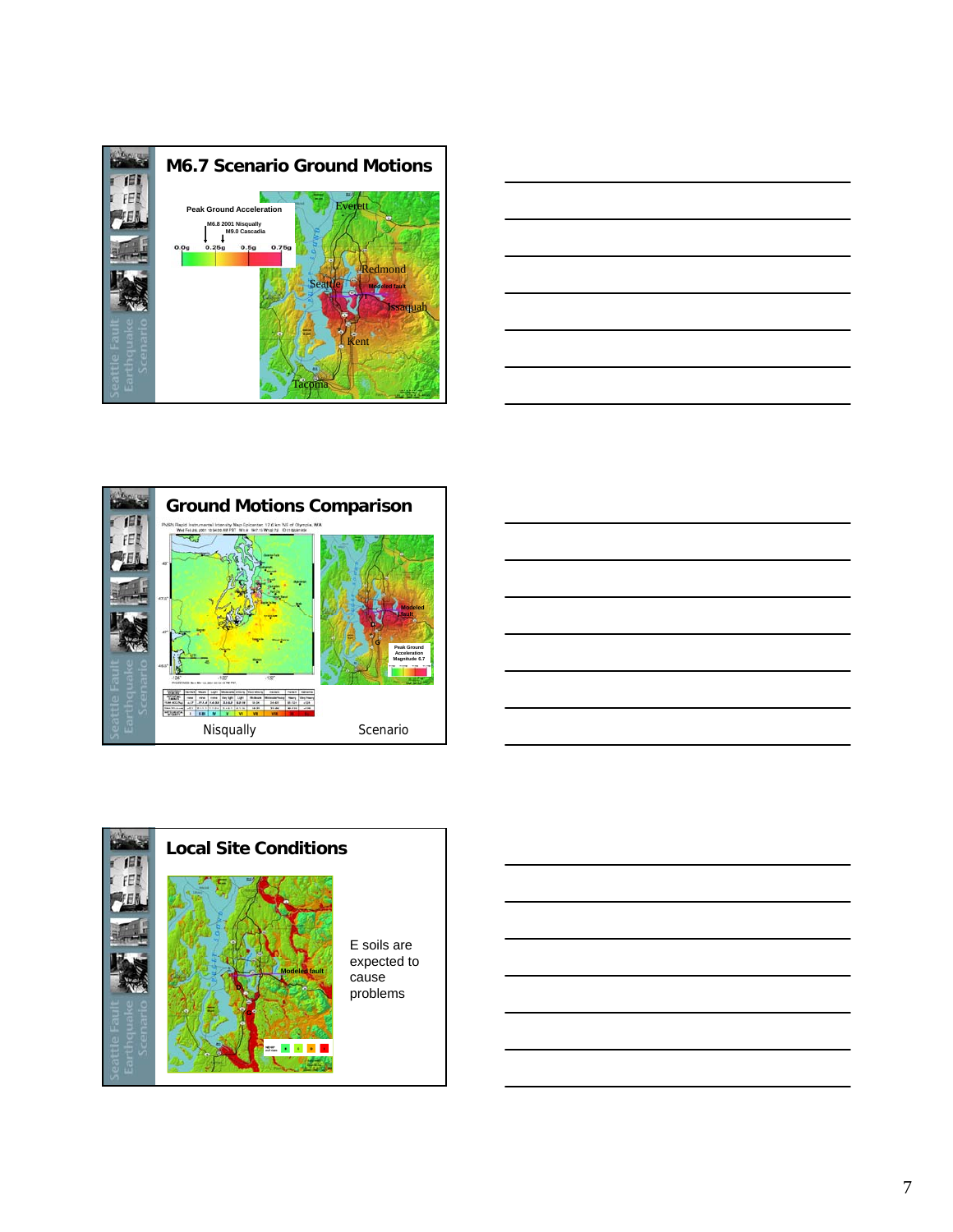## M6.7 Scenario Ground Motions

Peak Ground Acceleration

M6.8 2001 Nisqually

M9.0 Cascadia

0.0g 0.25g 0.5g 0.75g

Everett

Redmond

Seattle

Modeled fault

Issaquah

Kent

Tacoma

## Ground Motions Comparison

Nisqually

Scenario

## Local Site Conditions

Modeled fault

E soils are expected to cause problems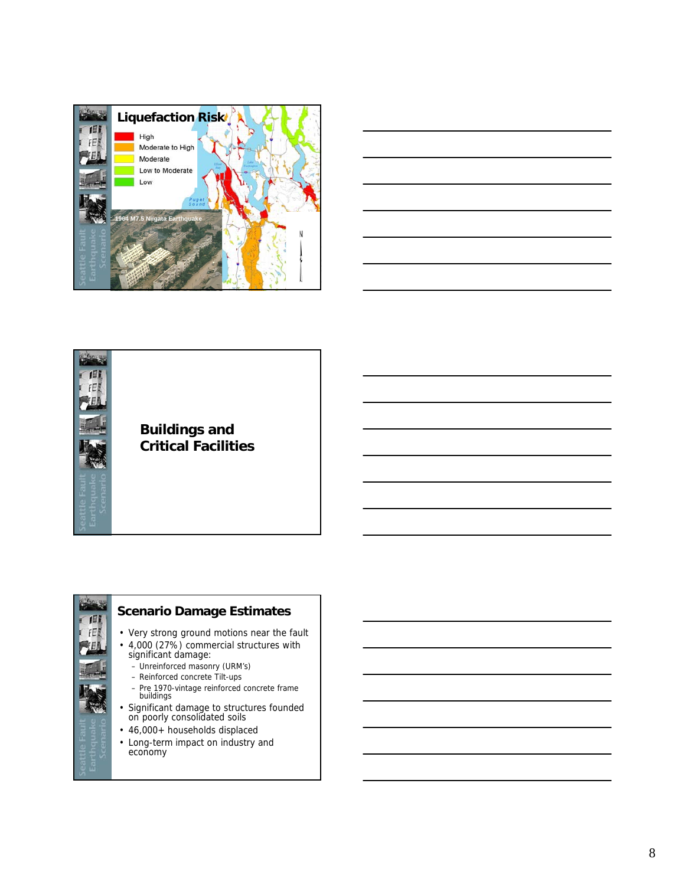## Liquefaction Risk

- High
- Moderate to High
- Moderate
- Low to Moderate
- Low

1964 M7.5 Niigata Earthquake

## Buildings and Critical Facilities

## Scenario Damage Estimates

- Very strong ground motions near the fault
- 4,000 (27%) commercial structures with significant damage:
  - Unreinforced masonry (URM's)
  - Reinforced concrete Tilt-ups
  - Pre 1970-vintage reinforced concrete frame buildings
- Significant damage to structures founded on poorly consolidated soils
- 46,000+ households displaced
- Long-term impact on industry and economy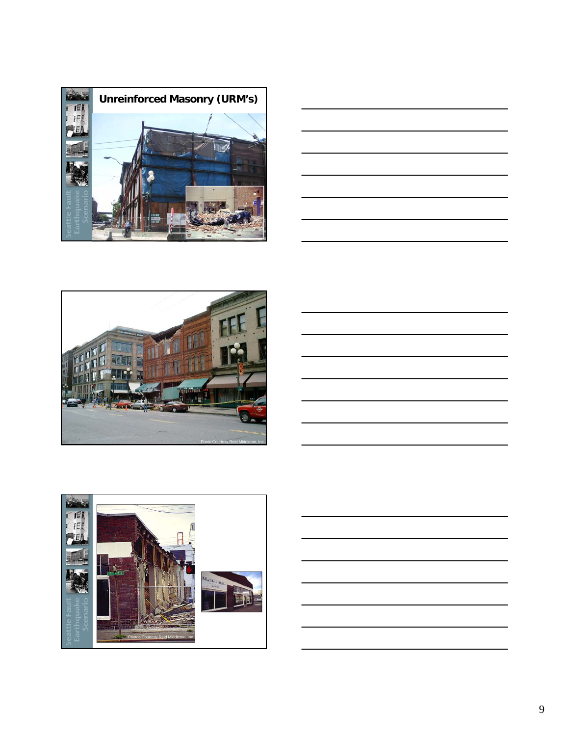## Unreinforced Masonry (URM's)

Photo Courtesy Reid Middleton, Inc.

Photos Courtesy Reid Middleton, Inc.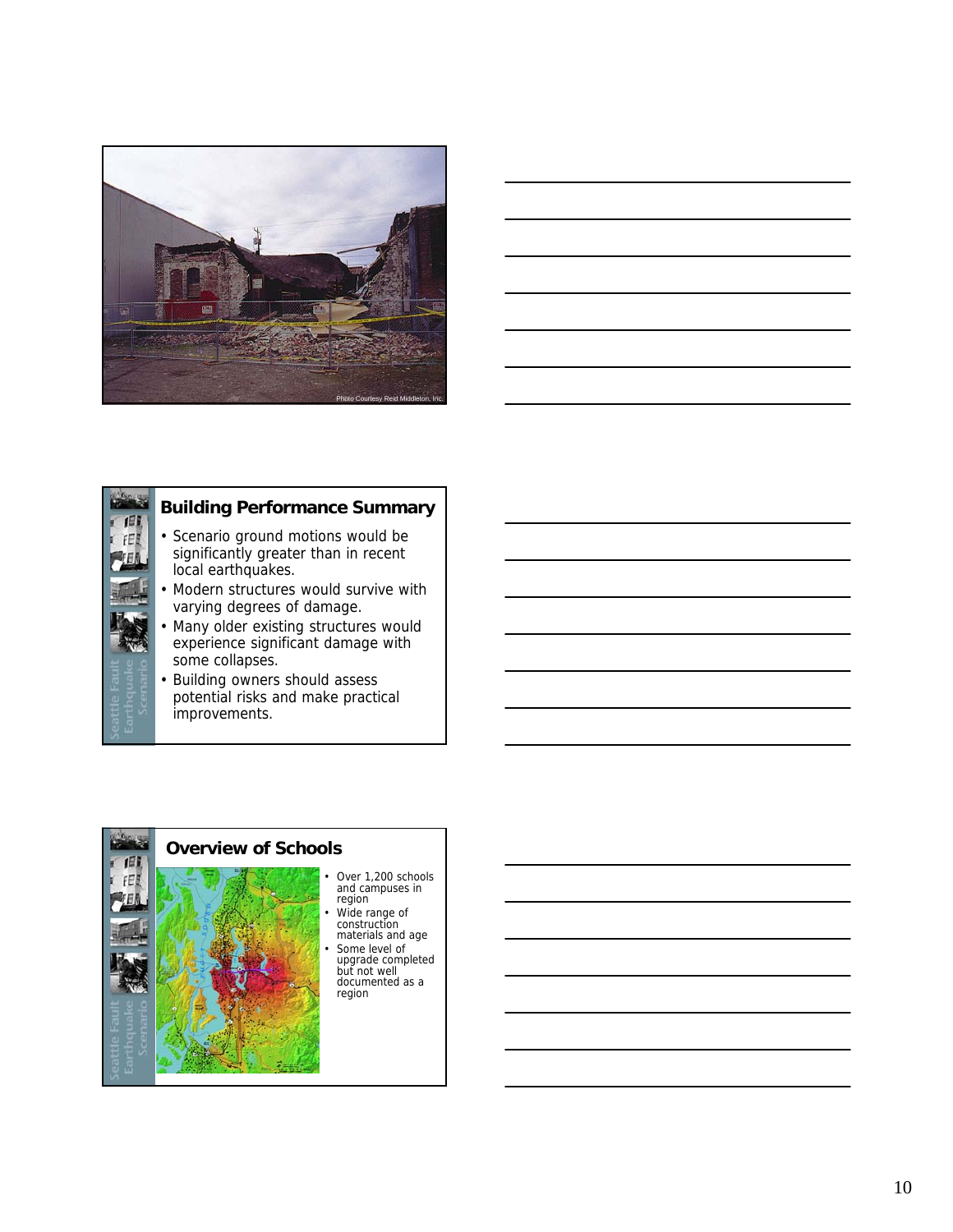Photo Courtesy Reid Middleton, Inc.

## Building Performance Summary

- Scenario ground motions would be significantly greater than in recent local earthquakes.
- Modern structures would survive with varying degrees of damage.
- Many older existing structures would experience significant damage with some collapses.
- Building owners should assess potential risks and make practical improvements.

## Overview of Schools

- Over 1,200 schools and campuses in region
- Wide range of construction materials and age
- Some level of upgrade completed but not well documented as a region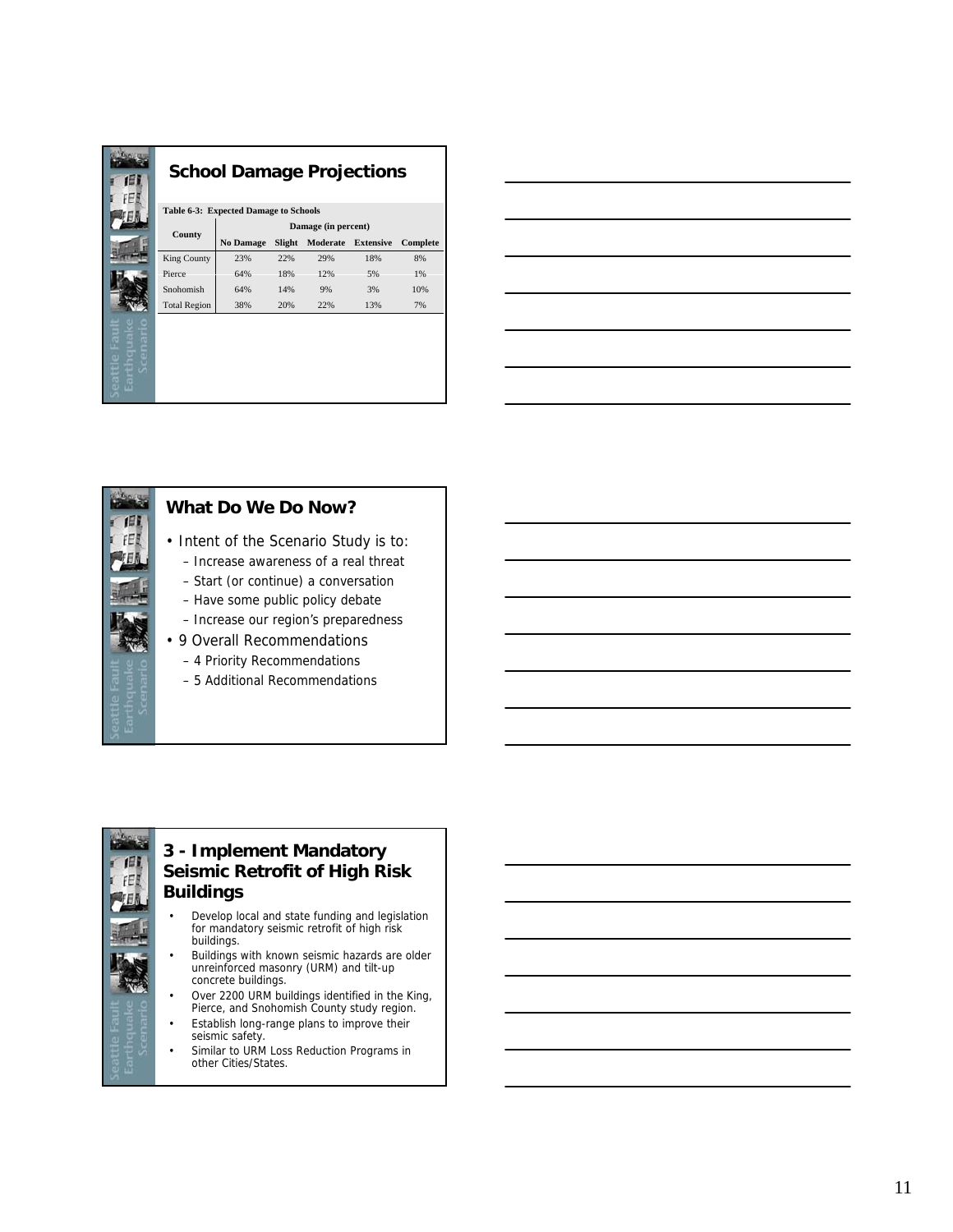## School Damage Projections

**Table 6-3: Expected Damage to Schools**

| County | Damage (in percent) | | | | |
|---|---|---|---|---|---|
| | No Damage | Slight | Moderate | Extensive | Complete |
| King County | 23% | 22% | 29% | 18% | 8% |
| Pierce | 64% | 18% | 12% | 5% | 1% |
| Snohomish | 64% | 14% | 9% | 3% | 10% |
| Total Region | 38% | 20% | 22% | 13% | 7% |

## What Do We Do Now?

- Intent of the Scenario Study is to:
  - Increase awareness of a real threat
  - Start (or continue) a conversation
  - Have some public policy debate
  - Increase our region's preparedness
- 9 Overall Recommendations
  - 4 Priority Recommendations
  - 5 Additional Recommendations

## 3 - Implement Mandatory Seismic Retrofit of High Risk Buildings

- Develop local and state funding and legislation for mandatory seismic retrofit of high risk buildings.
- Buildings with known seismic hazards are older unreinforced masonry (URM) and tilt-up concrete buildings.
- Over 2200 URM buildings identified in the King, Pierce, and Snohomish County study region.
- Establish long-range plans to improve their seismic safety.
- Similar to URM Loss Reduction Programs in other Cities/States.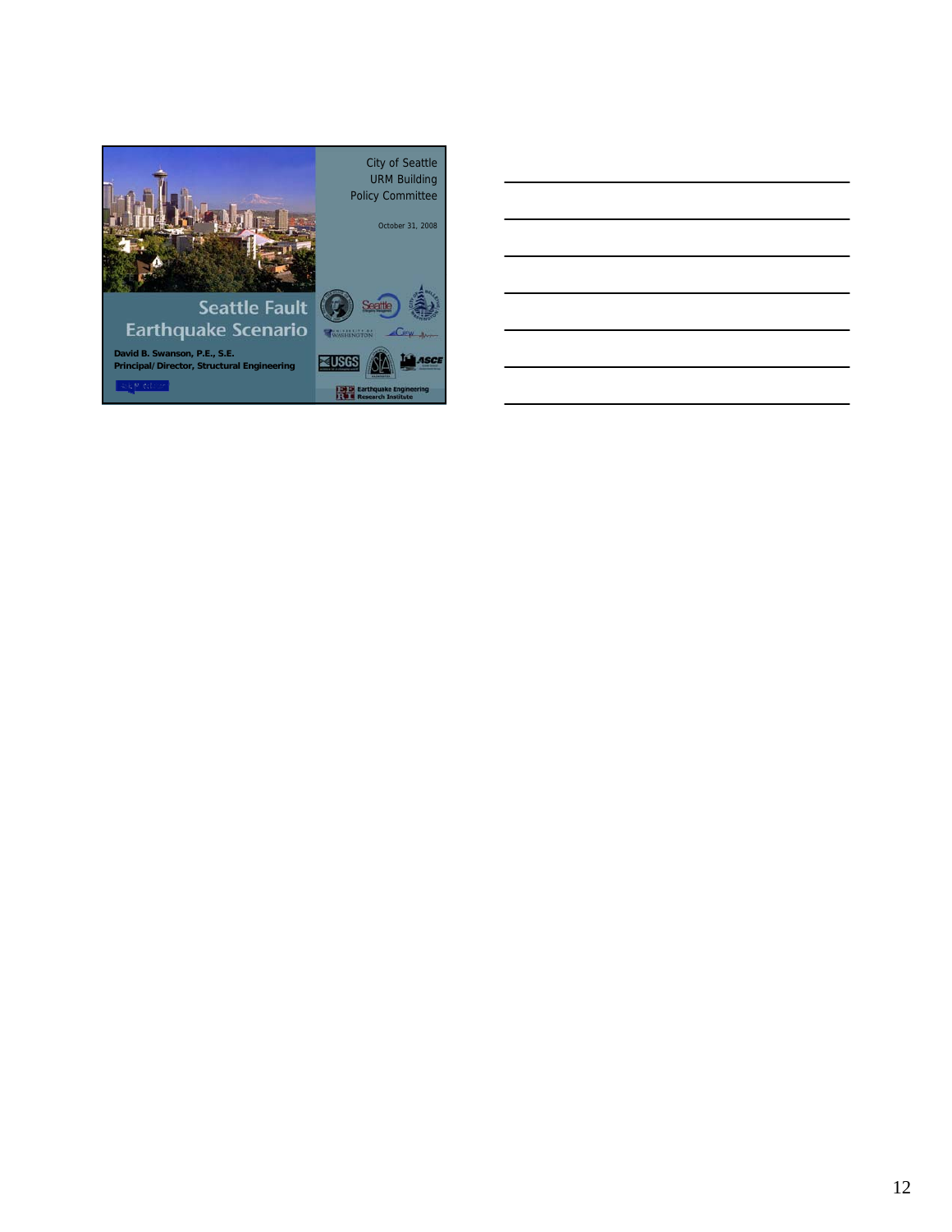City of Seattle
URM Building
Policy Committee

October 31, 2008

# Seattle Fault Earthquake Scenario

**David B. Swanson, P.E., S.E.**
**Principal/ Director, Structural Engineering**

Earthquake Engineering Research Institute